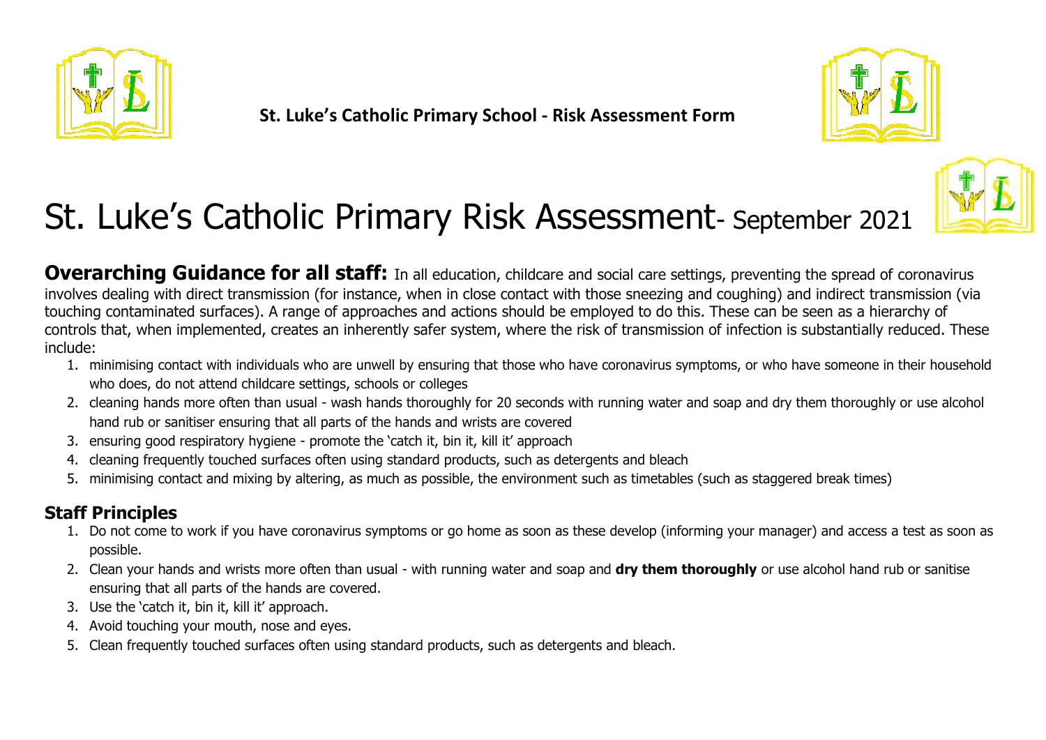**St. Luke's Catholic Primary School - Risk Assessment Form**

# St. Luke's Catholic Primary Risk Assessment- September 2021

**Overarching Guidance for all staff:** In all education, childcare and social care settings, preventing the spread of coronavirus involves dealing with direct transmission (for instance, when in close contact with those sneezing and coughing) and indirect transmission (via touching contaminated surfaces). A range of approaches and actions should be employed to do this. These can be seen as a hierarchy of controls that, when implemented, creates an inherently safer system, where the risk of transmission of infection is substantially reduced. These include:

1. minimising contact with individuals who are unwell by ensuring that those who have coronavirus symptoms, or who have someone in their household who does, do not attend childcare settings, schools or colleges
2. cleaning hands more often than usual - wash hands thoroughly for 20 seconds with running water and soap and dry them thoroughly or use alcohol hand rub or sanitiser ensuring that all parts of the hands and wrists are covered
3. ensuring good respiratory hygiene - promote the 'catch it, bin it, kill it' approach
4. cleaning frequently touched surfaces often using standard products, such as detergents and bleach
5. minimising contact and mixing by altering, as much as possible, the environment such as timetables (such as staggered break times)

## Staff Principles

1. Do not come to work if you have coronavirus symptoms or go home as soon as these develop (informing your manager) and access a test as soon as possible.
2. Clean your hands and wrists more often than usual - with running water and soap and **dry them thoroughly** or use alcohol hand rub or sanitise ensuring that all parts of the hands are covered.
3. Use the 'catch it, bin it, kill it' approach.
4. Avoid touching your mouth, nose and eyes.
5. Clean frequently touched surfaces often using standard products, such as detergents and bleach.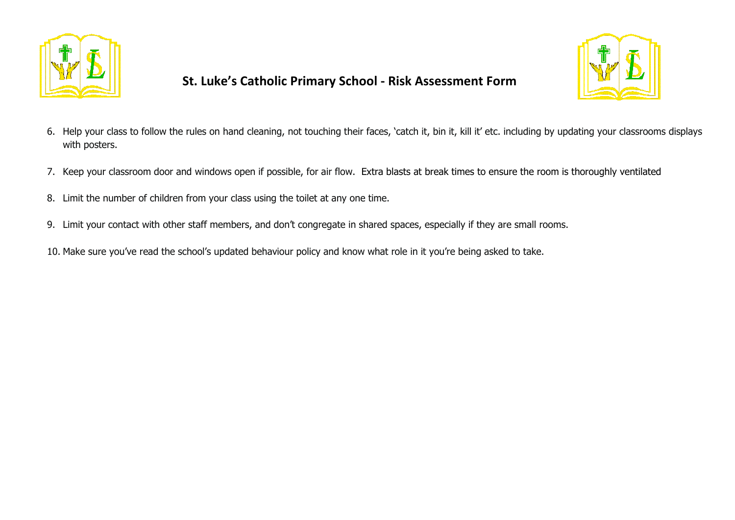6. Help your class to follow the rules on hand cleaning, not touching their faces, 'catch it, bin it, kill it' etc. including by updating your classrooms displays with posters.
7. Keep your classroom door and windows open if possible, for air flow. Extra blasts at break times to ensure the room is thoroughly ventilated
8. Limit the number of children from your class using the toilet at any one time.
9. Limit your contact with other staff members, and don't congregate in shared spaces, especially if they are small rooms.
10. Make sure you've read the school's updated behaviour policy and know what role in it you're being asked to take.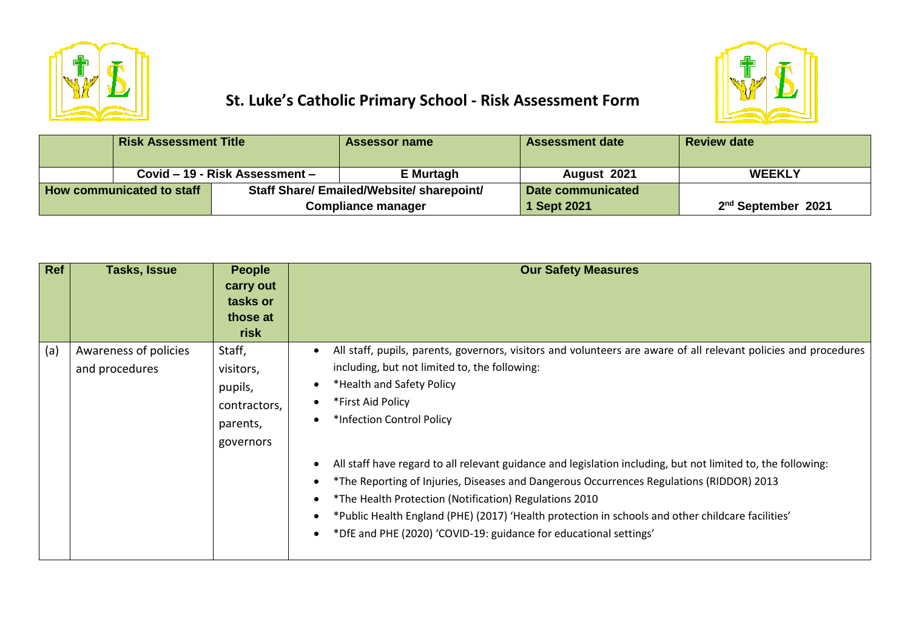# St. Luke's Catholic Primary School - Risk Assessment Form

| | Risk Assessment Title | | Assessor name | Assessment date | Review date |
|---|---|---|---|---|---|
| | Covid – 19 - Risk Assessment – | | E Murtagh | August 2021 | WEEKLY |
| How communicated to staff | | Staff Share/ Emailed/Website/ sharepoint/ Compliance manager | | Date communicated 1 Sept 2021 | 2nd September 2021 |

| Ref | Tasks, Issue | People carry out tasks or those at risk | Our Safety Measures |
|---|---|---|---|
| (a) | Awareness of policies and procedures | Staff, visitors, pupils, contractors, parents, governors | • All staff, pupils, parents, governors, visitors and volunteers are aware of all relevant policies and procedures including, but not limited to, the following:<br>• *Health and Safety Policy<br>• *First Aid Policy<br>• *Infection Control Policy<br><br>• All staff have regard to all relevant guidance and legislation including, but not limited to, the following:<br>• *The Reporting of Injuries, Diseases and Dangerous Occurrences Regulations (RIDDOR) 2013<br>• *The Health Protection (Notification) Regulations 2010<br>• *Public Health England (PHE) (2017) 'Health protection in schools and other childcare facilities'<br>• *DfE and PHE (2020) 'COVID-19: guidance for educational settings' |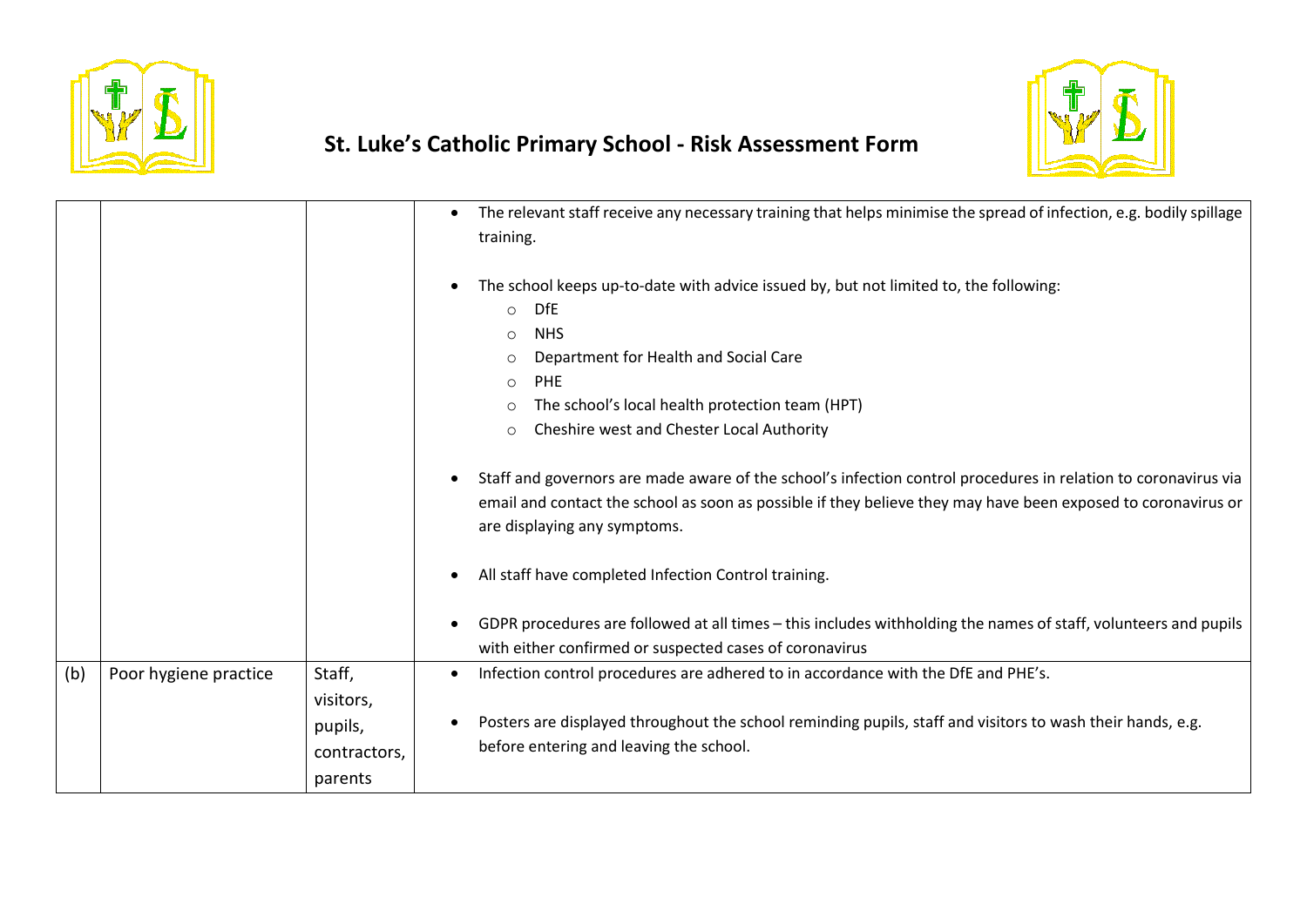# St. Luke's Catholic Primary School - Risk Assessment Form

| | | | |
|---|---|---|---|
| | | | • The relevant staff receive any necessary training that helps minimise the spread of infection, e.g. bodily spillage training.<br><br>• The school keeps up-to-date with advice issued by, but not limited to, the following:<br>  ○ DfE<br>  ○ NHS<br>  ○ Department for Health and Social Care<br>  ○ PHE<br>  ○ The school's local health protection team (HPT)<br>  ○ Cheshire west and Chester Local Authority<br><br>• Staff and governors are made aware of the school's infection control procedures in relation to coronavirus via email and contact the school as soon as possible if they believe they may have been exposed to coronavirus or are displaying any symptoms.<br><br>• All staff have completed Infection Control training.<br><br>• GDPR procedures are followed at all times – this includes withholding the names of staff, volunteers and pupils with either confirmed or suspected cases of coronavirus |
| (b) | Poor hygiene practice | Staff, visitors, pupils, contractors, parents | • Infection control procedures are adhered to in accordance with the DfE and PHE's.<br><br>• Posters are displayed throughout the school reminding pupils, staff and visitors to wash their hands, e.g. before entering and leaving the school. |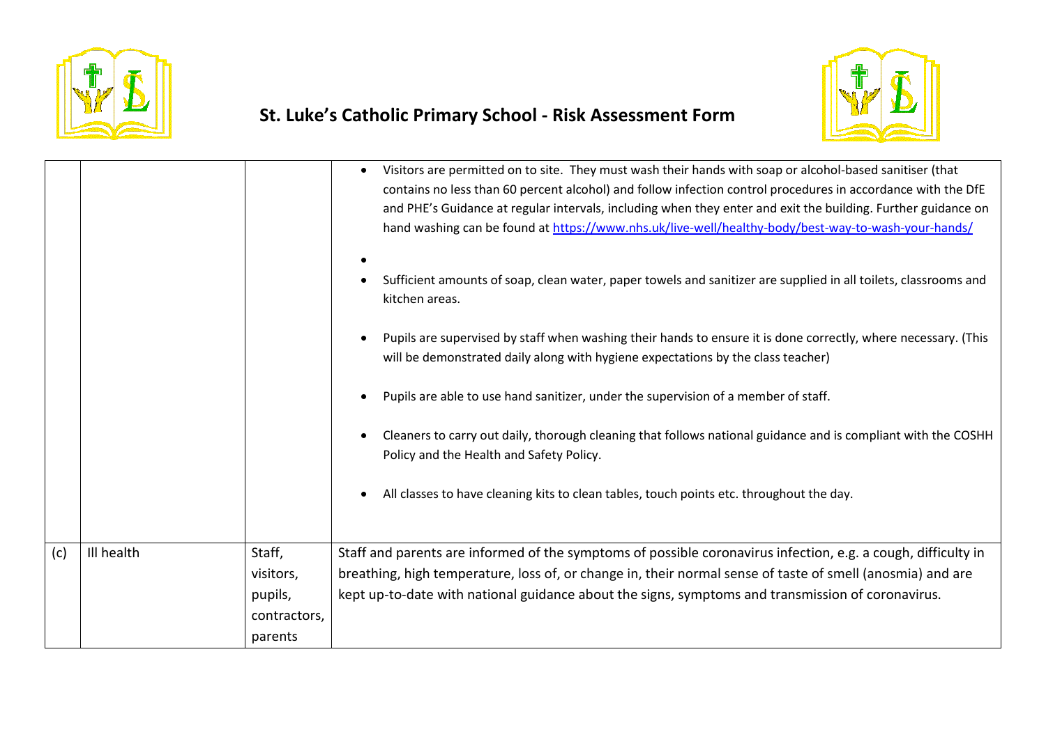# St. Luke's Catholic Primary School - Risk Assessment Form

| | | | |
|---|---|---|---|
| | | | • Visitors are permitted on to site. They must wash their hands with soap or alcohol-based sanitiser (that contains no less than 60 percent alcohol) and follow infection control procedures in accordance with the DfE and PHE's Guidance at regular intervals, including when they enter and exit the building. Further guidance on hand washing can be found at [https://www.nhs.uk/live-well/healthy-body/best-way-to-wash-your-hands/](https://www.nhs.uk/live-well/healthy-body/best-way-to-wash-your-hands/)<br><br>•<br>• Sufficient amounts of soap, clean water, paper towels and sanitizer are supplied in all toilets, classrooms and kitchen areas.<br><br>• Pupils are supervised by staff when washing their hands to ensure it is done correctly, where necessary. (This will be demonstrated daily along with hygiene expectations by the class teacher)<br><br>• Pupils are able to use hand sanitizer, under the supervision of a member of staff.<br><br>• Cleaners to carry out daily, thorough cleaning that follows national guidance and is compliant with the COSHH Policy and the Health and Safety Policy.<br><br>• All classes to have cleaning kits to clean tables, touch points etc. throughout the day. |
| (c) | Ill health | Staff, visitors, pupils, contractors, parents | Staff and parents are informed of the symptoms of possible coronavirus infection, e.g. a cough, difficulty in breathing, high temperature, loss of, or change in, their normal sense of taste of smell (anosmia) and are kept up-to-date with national guidance about the signs, symptoms and transmission of coronavirus. |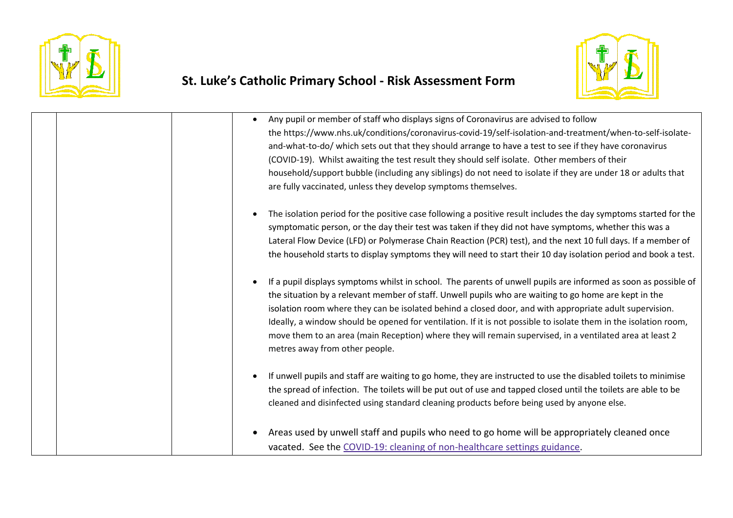# St. Luke's Catholic Primary School - Risk Assessment Form

| | | | |
|---|---|---|---|
| | | | <ul><li>Any pupil or member of staff who displays signs of Coronavirus are advised to follow the https://www.nhs.uk/conditions/coronavirus-covid-19/self-isolation-and-treatment/when-to-self-isolate-and-what-to-do/ which sets out that they should arrange to have a test to see if they have coronavirus (COVID-19). Whilst awaiting the test result they should self isolate. Other members of their household/support bubble (including any siblings) do not need to isolate if they are under 18 or adults that are fully vaccinated, unless they develop symptoms themselves.</li><li>The isolation period for the positive case following a positive result includes the day symptoms started for the symptomatic person, or the day their test was taken if they did not have symptoms, whether this was a Lateral Flow Device (LFD) or Polymerase Chain Reaction (PCR) test), and the next 10 full days. If a member of the household starts to display symptoms they will need to start their 10 day isolation period and book a test.</li><li>If a pupil displays symptoms whilst in school. The parents of unwell pupils are informed as soon as possible of the situation by a relevant member of staff. Unwell pupils who are waiting to go home are kept in the isolation room where they can be isolated behind a closed door, and with appropriate adult supervision. Ideally, a window should be opened for ventilation. If it is not possible to isolate them in the isolation room, move them to an area (main Reception) where they will remain supervised, in a ventilated area at least 2 metres away from other people.</li><li>If unwell pupils and staff are waiting to go home, they are instructed to use the disabled toilets to minimise the spread of infection. The toilets will be put out of use and tapped closed until the toilets are able to be cleaned and disinfected using standard cleaning products before being used by anyone else.</li><li>Areas used by unwell staff and pupils who need to go home will be appropriately cleaned once vacated. See the COVID-19: cleaning of non-healthcare settings guidance.</li></ul> |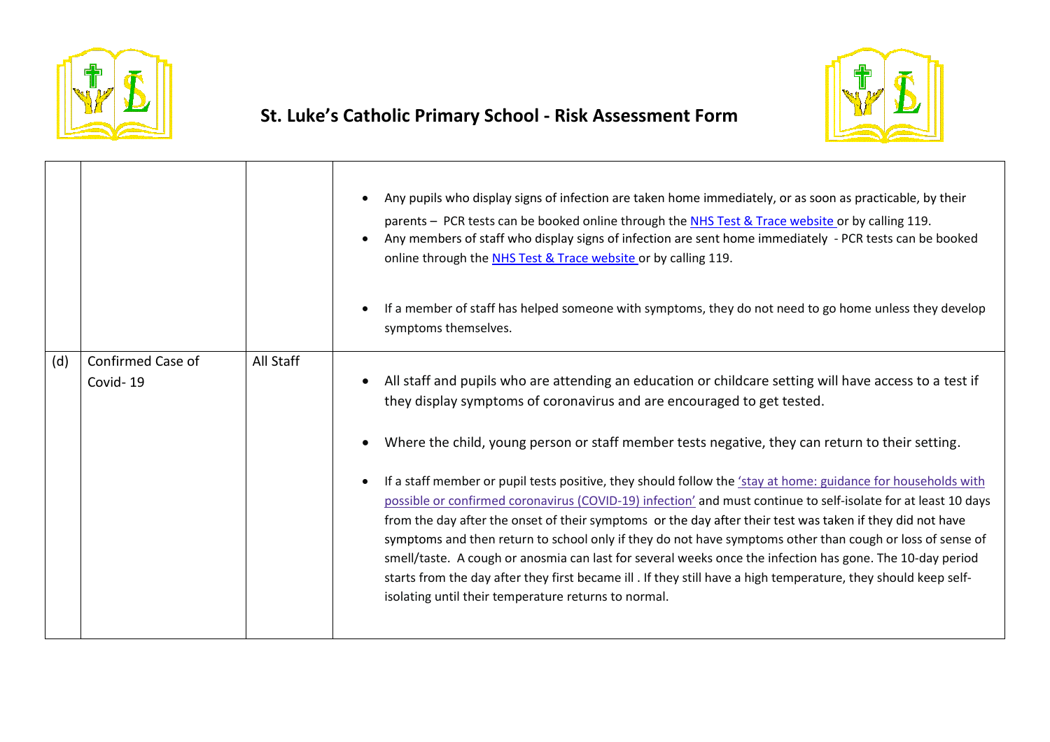# St. Luke's Catholic Primary School - Risk Assessment Form

| | | | |
|---|---|---|---|
| | | | • Any pupils who display signs of infection are taken home immediately, or as soon as practicable, by their parents – PCR tests can be booked online through the [NHS Test & Trace website](#) or by calling 119.<br>• Any members of staff who display signs of infection are sent home immediately - PCR tests can be booked online through the [NHS Test & Trace website](#) or by calling 119.<br><br>• If a member of staff has helped someone with symptoms, they do not need to go home unless they develop symptoms themselves. |
| (d) | Confirmed Case of Covid- 19 | All Staff | • All staff and pupils who are attending an education or childcare setting will have access to a test if they display symptoms of coronavirus and are encouraged to get tested.<br><br>• Where the child, young person or staff member tests negative, they can return to their setting.<br><br>• If a staff member or pupil tests positive, they should follow the ['stay at home: guidance for households with possible or confirmed coronavirus (COVID-19) infection'](#) and must continue to self-isolate for at least 10 days from the day after the onset of their symptoms or the day after their test was taken if they did not have symptoms and then return to school only if they do not have symptoms other than cough or loss of sense of smell/taste. A cough or anosmia can last for several weeks once the infection has gone. The 10-day period starts from the day after they first became ill . If they still have a high temperature, they should keep self-isolating until their temperature returns to normal. |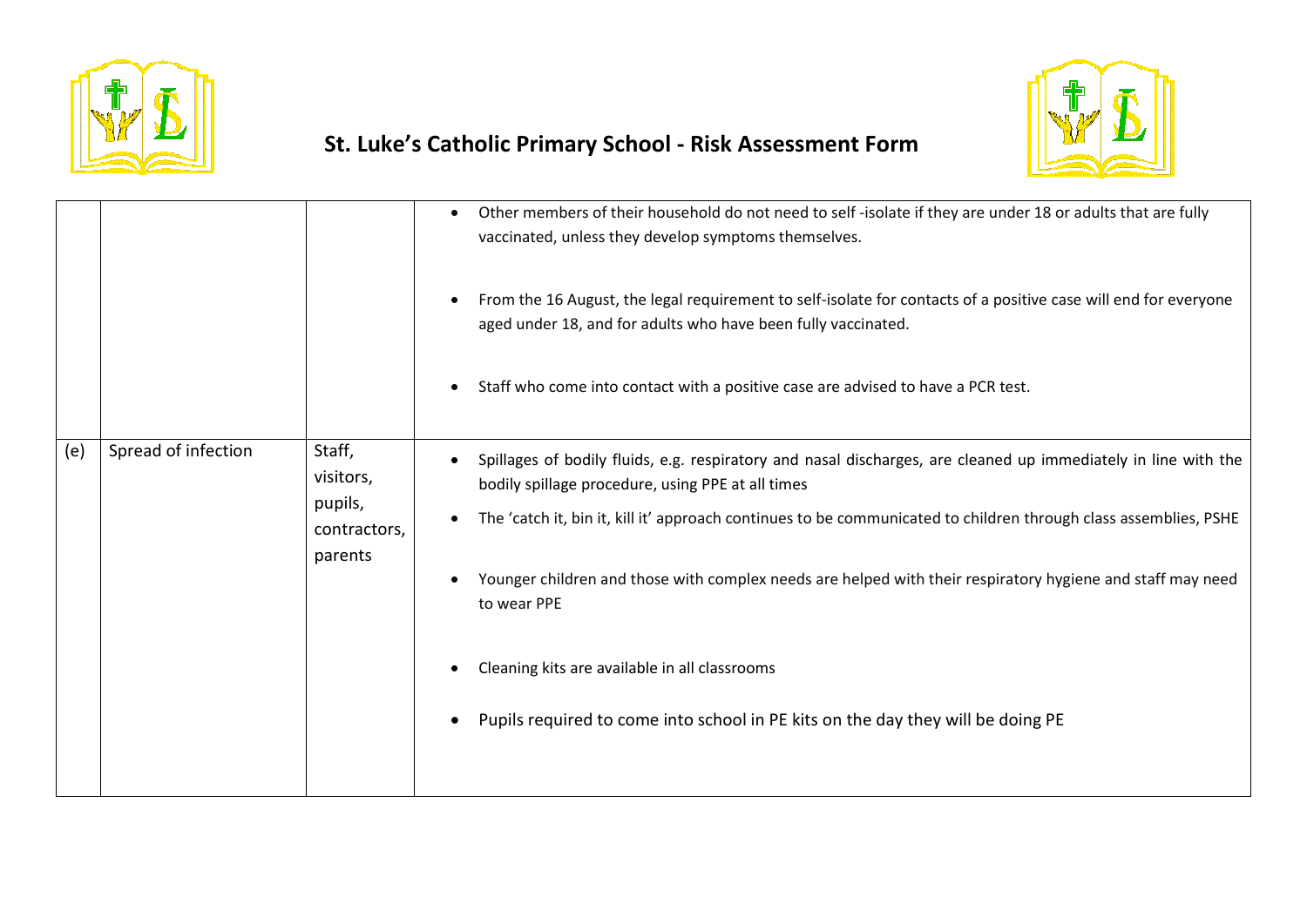| | | | |
|---|---|---|---|
| | | | • Other members of their household do not need to self -isolate if they are under 18 or adults that are fully vaccinated, unless they develop symptoms themselves.<br><br>• From the 16 August, the legal requirement to self-isolate for contacts of a positive case will end for everyone aged under 18, and for adults who have been fully vaccinated.<br><br>• Staff who come into contact with a positive case are advised to have a PCR test. |
| (e) | Spread of infection | Staff, visitors, pupils, contractors, parents | • Spillages of bodily fluids, e.g. respiratory and nasal discharges, are cleaned up immediately in line with the bodily spillage procedure, using PPE at all times<br>• The 'catch it, bin it, kill it' approach continues to be communicated to children through class assemblies, PSHE<br><br>• Younger children and those with complex needs are helped with their respiratory hygiene and staff may need to wear PPE<br><br>• Cleaning kits are available in all classrooms<br><br>• Pupils required to come into school in PE kits on the day they will be doing PE |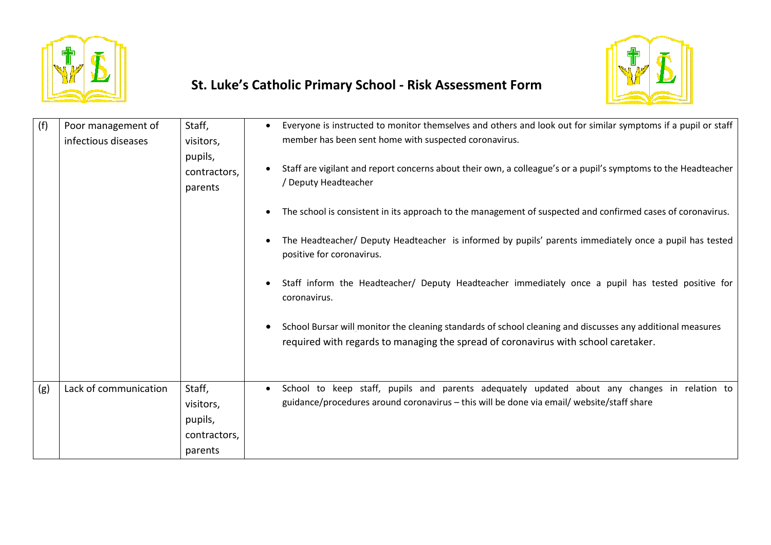# St. Luke's Catholic Primary School - Risk Assessment Form

| | | | |
|---|---|---|---|
| (f) | Poor management of infectious diseases | Staff, visitors, pupils, contractors, parents | • Everyone is instructed to monitor themselves and others and look out for similar symptoms if a pupil or staff member has been sent home with suspected coronavirus.<br><br>• Staff are vigilant and report concerns about their own, a colleague's or a pupil's symptoms to the Headteacher / Deputy Headteacher<br><br>• The school is consistent in its approach to the management of suspected and confirmed cases of coronavirus.<br><br>• The Headteacher/ Deputy Headteacher is informed by pupils' parents immediately once a pupil has tested positive for coronavirus.<br><br>• Staff inform the Headteacher/ Deputy Headteacher immediately once a pupil has tested positive for coronavirus.<br><br>• School Bursar will monitor the cleaning standards of school cleaning and discusses any additional measures required with regards to managing the spread of coronavirus with school caretaker. |
| (g) | Lack of communication | Staff, visitors, pupils, contractors, parents | • School to keep staff, pupils and parents adequately updated about any changes in relation to guidance/procedures around coronavirus – this will be done via email/ website/staff share |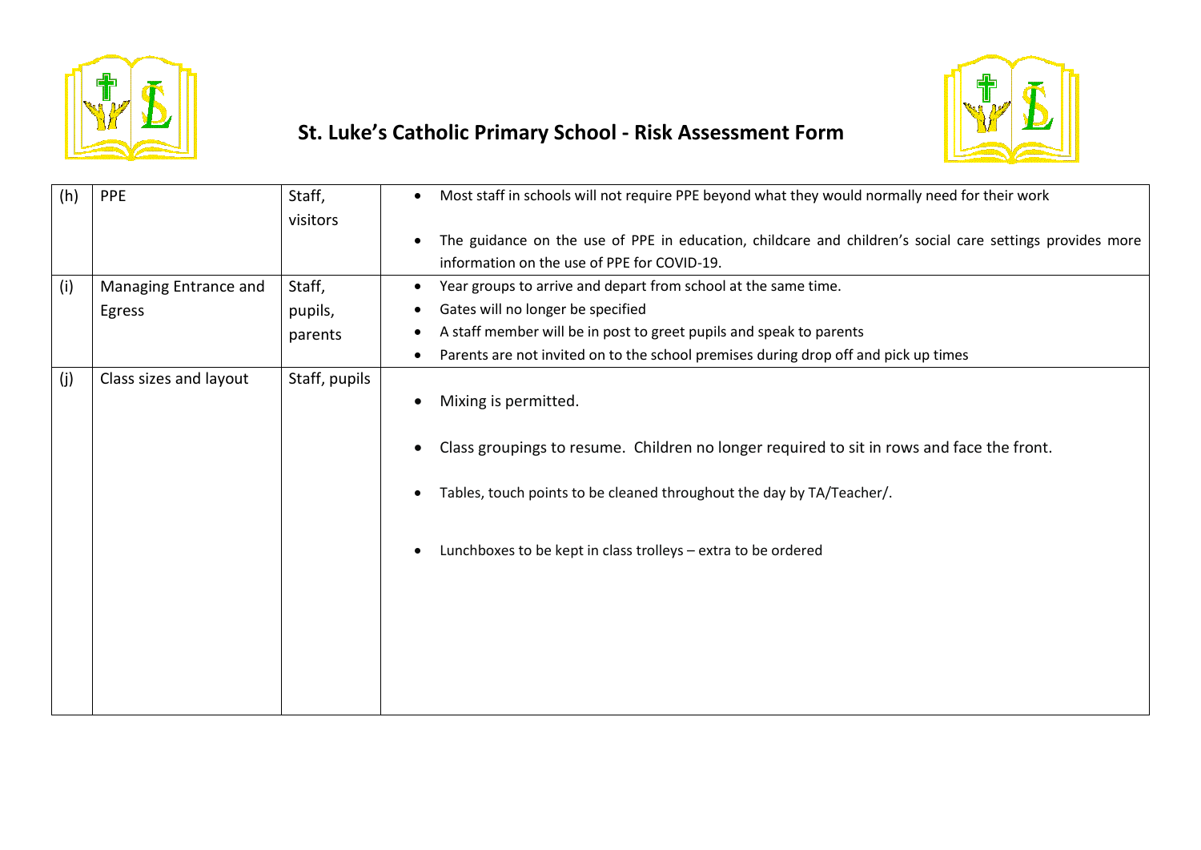# St. Luke's Catholic Primary School - Risk Assessment Form

| | | | |
|---|---|---|---|
| (h) | PPE | Staff, visitors | • Most staff in schools will not require PPE beyond what they would normally need for their work<br>• The guidance on the use of PPE in education, childcare and children's social care settings provides more information on the use of PPE for COVID-19. |
| (i) | Managing Entrance and Egress | Staff, pupils, parents | • Year groups to arrive and depart from school at the same time.<br>• Gates will no longer be specified<br>• A staff member will be in post to greet pupils and speak to parents<br>• Parents are not invited on to the school premises during drop off and pick up times |
| (j) | Class sizes and layout | Staff, pupils | • Mixing is permitted.<br>• Class groupings to resume. Children no longer required to sit in rows and face the front.<br>• Tables, touch points to be cleaned throughout the day by TA/Teacher/.<br>• Lunchboxes to be kept in class trolleys – extra to be ordered |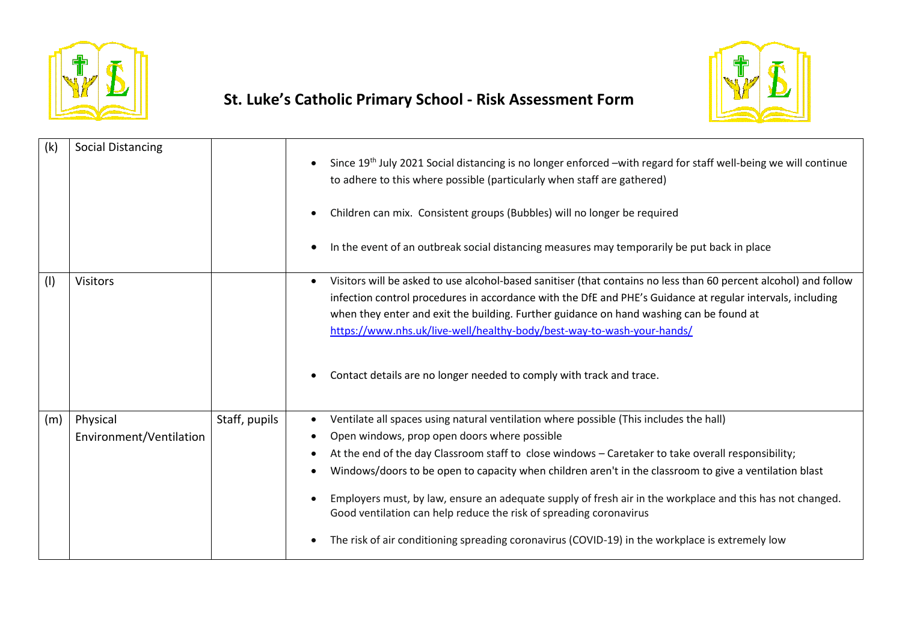# St. Luke's Catholic Primary School - Risk Assessment Form

| | | | |
|---|---|---|---|
| (k) | Social Distancing | | • Since 19th July 2021 Social distancing is no longer enforced –with regard for staff well-being we will continue to adhere to this where possible (particularly when staff are gathered)<br><br>• Children can mix. Consistent groups (Bubbles) will no longer be required<br><br>• In the event of an outbreak social distancing measures may temporarily be put back in place |
| (l) | Visitors | | • Visitors will be asked to use alcohol-based sanitiser (that contains no less than 60 percent alcohol) and follow infection control procedures in accordance with the DfE and PHE's Guidance at regular intervals, including when they enter and exit the building. Further guidance on hand washing can be found at https://www.nhs.uk/live-well/healthy-body/best-way-to-wash-your-hands/<br><br>• Contact details are no longer needed to comply with track and trace. |
| (m) | Physical Environment/Ventilation | Staff, pupils | • Ventilate all spaces using natural ventilation where possible (This includes the hall)<br>• Open windows, prop open doors where possible<br>• At the end of the day Classroom staff to close windows – Caretaker to take overall responsibility;<br>• Windows/doors to be open to capacity when children aren't in the classroom to give a ventilation blast<br><br>• Employers must, by law, ensure an adequate supply of fresh air in the workplace and this has not changed. Good ventilation can help reduce the risk of spreading coronavirus<br><br>• The risk of air conditioning spreading coronavirus (COVID-19) in the workplace is extremely low |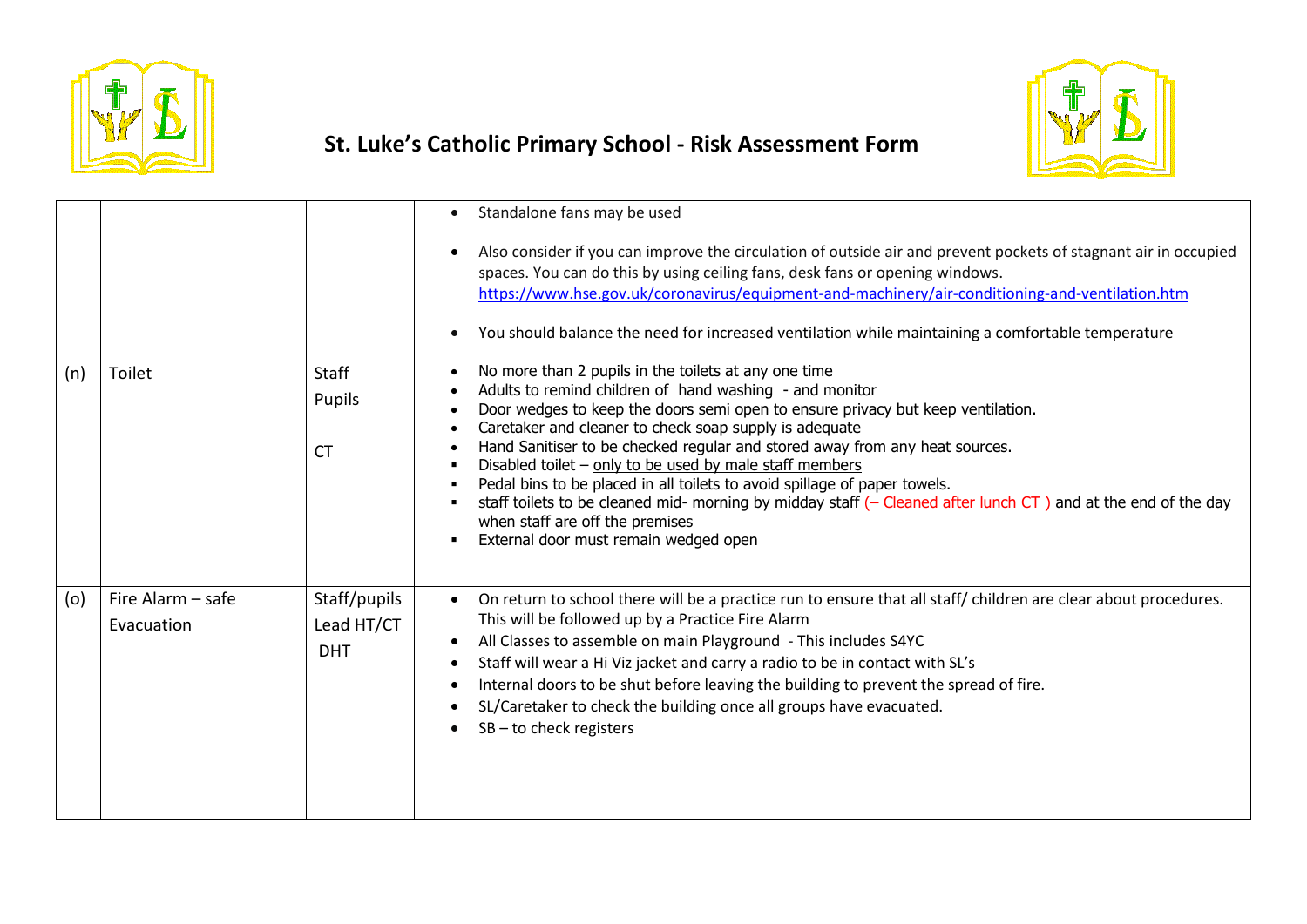# St. Luke's Catholic Primary School - Risk Assessment Form

| | | | |
|---|---|---|---|
| | | | • Standalone fans may be used<br><br>• Also consider if you can improve the circulation of outside air and prevent pockets of stagnant air in occupied spaces. You can do this by using ceiling fans, desk fans or opening windows. [https://www.hse.gov.uk/coronavirus/equipment-and-machinery/air-conditioning-and-ventilation.htm](https://www.hse.gov.uk/coronavirus/equipment-and-machinery/air-conditioning-and-ventilation.htm)<br><br>• You should balance the need for increased ventilation while maintaining a comfortable temperature |
| (n) | Toilet | Staff<br>Pupils<br><br>CT | • No more than 2 pupils in the toilets at any one time<br>• Adults to remind children of hand washing - and monitor<br>• Door wedges to keep the doors semi open to ensure privacy but keep ventilation.<br>• Caretaker and cleaner to check soap supply is adequate<br>• Hand Sanitiser to be checked regular and stored away from any heat sources.<br>▪ Disabled toilet – only to be used by male staff members<br>▪ Pedal bins to be placed in all toilets to avoid spillage of paper towels.<br>▪ staff toilets to be cleaned mid- morning by midday staff (– Cleaned after lunch CT ) and at the end of the day when staff are off the premises<br>▪ External door must remain wedged open |
| (o) | Fire Alarm – safe Evacuation | Staff/pupils<br>Lead HT/CT<br>DHT | • On return to school there will be a practice run to ensure that all staff/ children are clear about procedures. This will be followed up by a Practice Fire Alarm<br>• All Classes to assemble on main Playground - This includes S4YC<br>• Staff will wear a Hi Viz jacket and carry a radio to be in contact with SL's<br>• Internal doors to be shut before leaving the building to prevent the spread of fire.<br>• SL/Caretaker to check the building once all groups have evacuated.<br>• SB – to check registers |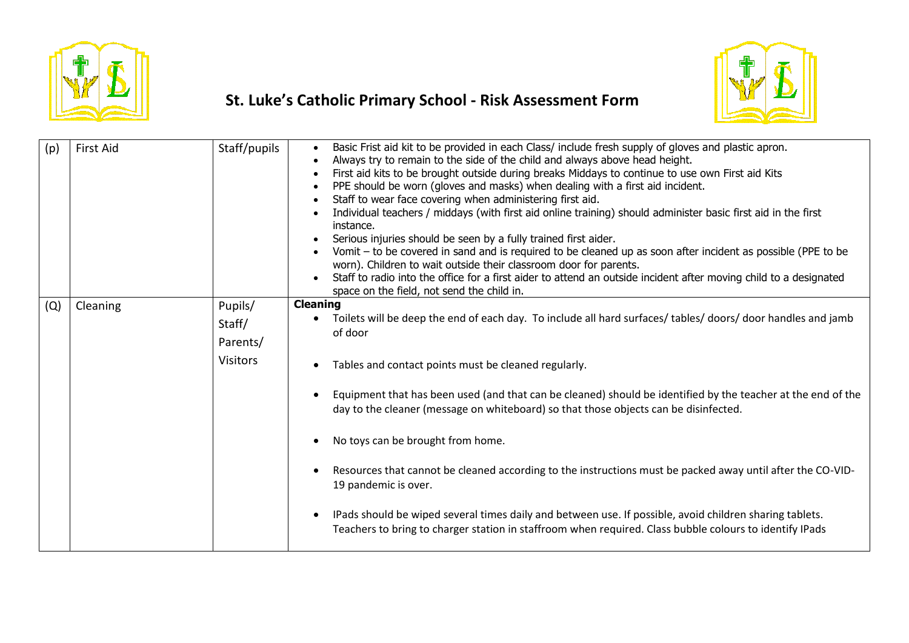# St. Luke's Catholic Primary School - Risk Assessment Form

| | | | |
|---|---|---|---|
| (p) | First Aid | Staff/pupils | • Basic Frist aid kit to be provided in each Class/ include fresh supply of gloves and plastic apron.<br>• Always try to remain to the side of the child and always above head height.<br>• First aid kits to be brought outside during breaks Middays to continue to use own First aid Kits<br>• PPE should be worn (gloves and masks) when dealing with a first aid incident.<br>• Staff to wear face covering when administering first aid.<br>• Individual teachers / middays (with first aid online training) should administer basic first aid in the first instance.<br>• Serious injuries should be seen by a fully trained first aider.<br>• Vomit – to be covered in sand and is required to be cleaned up as soon after incident as possible (PPE to be worn). Children to wait outside their classroom door for parents.<br>• Staff to radio into the office for a first aider to attend an outside incident after moving child to a designated space on the field, not send the child in. |
| (Q) | Cleaning | Pupils/ Staff/ Parents/ Visitors | **Cleaning**<br>• Toilets will be deep the end of each day. To include all hard surfaces/ tables/ doors/ door handles and jamb of door<br>• Tables and contact points must be cleaned regularly.<br>• Equipment that has been used (and that can be cleaned) should be identified by the teacher at the end of the day to the cleaner (message on whiteboard) so that those objects can be disinfected.<br>• No toys can be brought from home.<br>• Resources that cannot be cleaned according to the instructions must be packed away until after the CO-VID-19 pandemic is over.<br>• IPads should be wiped several times daily and between use. If possible, avoid children sharing tablets. Teachers to bring to charger station in staffroom when required. Class bubble colours to identify IPads |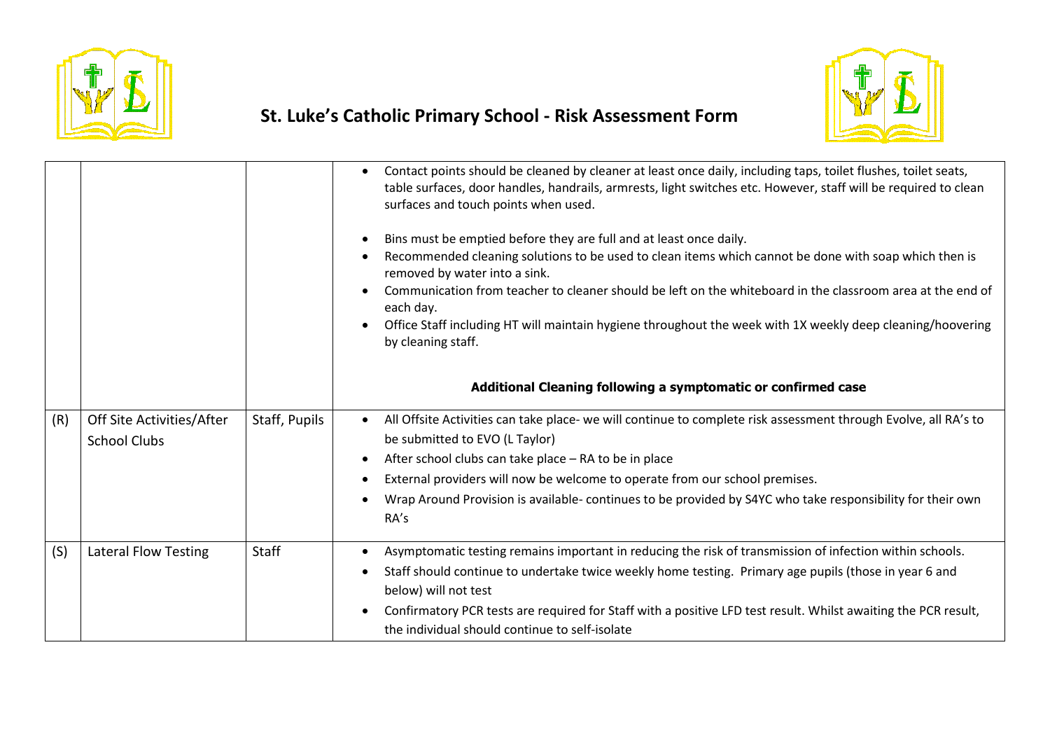# St. Luke's Catholic Primary School - Risk Assessment Form

| | | | |
|---|---|---|---|
| | | | • Contact points should be cleaned by cleaner at least once daily, including taps, toilet flushes, toilet seats, table surfaces, door handles, handrails, armrests, light switches etc. However, staff will be required to clean surfaces and touch points when used.<br><br>• Bins must be emptied before they are full and at least once daily.<br>• Recommended cleaning solutions to be used to clean items which cannot be done with soap which then is removed by water into a sink.<br>• Communication from teacher to cleaner should be left on the whiteboard in the classroom area at the end of each day.<br>• Office Staff including HT will maintain hygiene throughout the week with 1X weekly deep cleaning/hoovering by cleaning staff.<br><br>**Additional Cleaning following a symptomatic or confirmed case** |
| (R) | Off Site Activities/After School Clubs | Staff, Pupils | • All Offsite Activities can take place- we will continue to complete risk assessment through Evolve, all RA's to be submitted to EVO (L Taylor)<br>• After school clubs can take place – RA to be in place<br>• External providers will now be welcome to operate from our school premises.<br>• Wrap Around Provision is available- continues to be provided by S4YC who take responsibility for their own RA's |
| (S) | Lateral Flow Testing | Staff | • Asymptomatic testing remains important in reducing the risk of transmission of infection within schools.<br>• Staff should continue to undertake twice weekly home testing. Primary age pupils (those in year 6 and below) will not test<br>• Confirmatory PCR tests are required for Staff with a positive LFD test result. Whilst awaiting the PCR result, the individual should continue to self-isolate |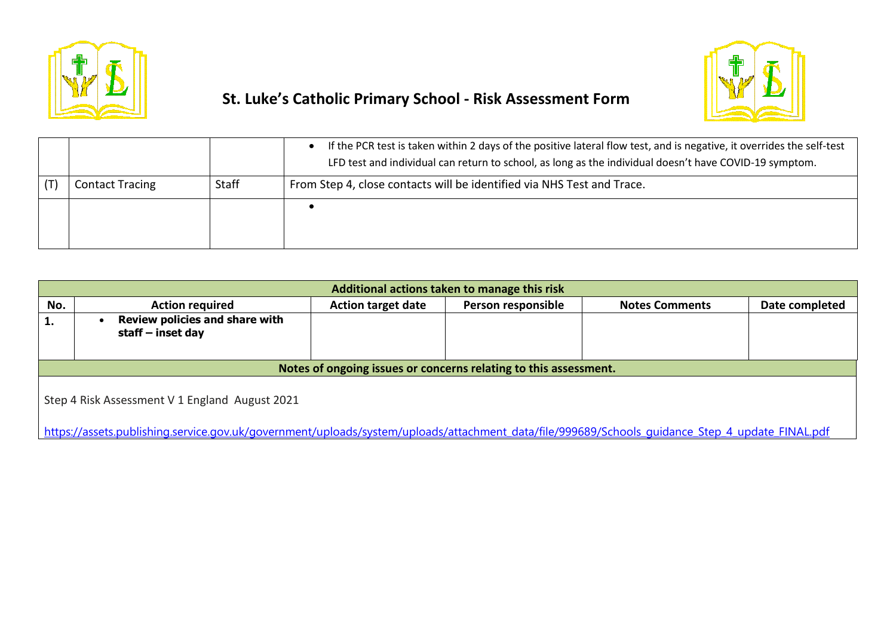# St. Luke's Catholic Primary School - Risk Assessment Form

| | | | |
|---|---|---|---|
| | | | • If the PCR test is taken within 2 days of the positive lateral flow test, and is negative, it overrides the self-test LFD test and individual can return to school, as long as the individual doesn't have COVID-19 symptom. |
| (T) | Contact Tracing | Staff | From Step 4, close contacts will be identified via NHS Test and Trace. |
| | | | • |

| Additional actions taken to manage this risk | | | | | |
|---|---|---|---|---|---|
| **No.** | **Action required** | **Action target date** | **Person responsible** | **Notes Comments** | **Date completed** |
| **1.** | • **Review policies and share with staff – inset day** | | | | |

**Notes of ongoing issues or concerns relating to this assessment.**

Step 4 Risk Assessment V 1 England August 2021

https://assets.publishing.service.gov.uk/government/uploads/system/uploads/attachment_data/file/999689/Schools_guidance_Step_4_update_FINAL.pdf